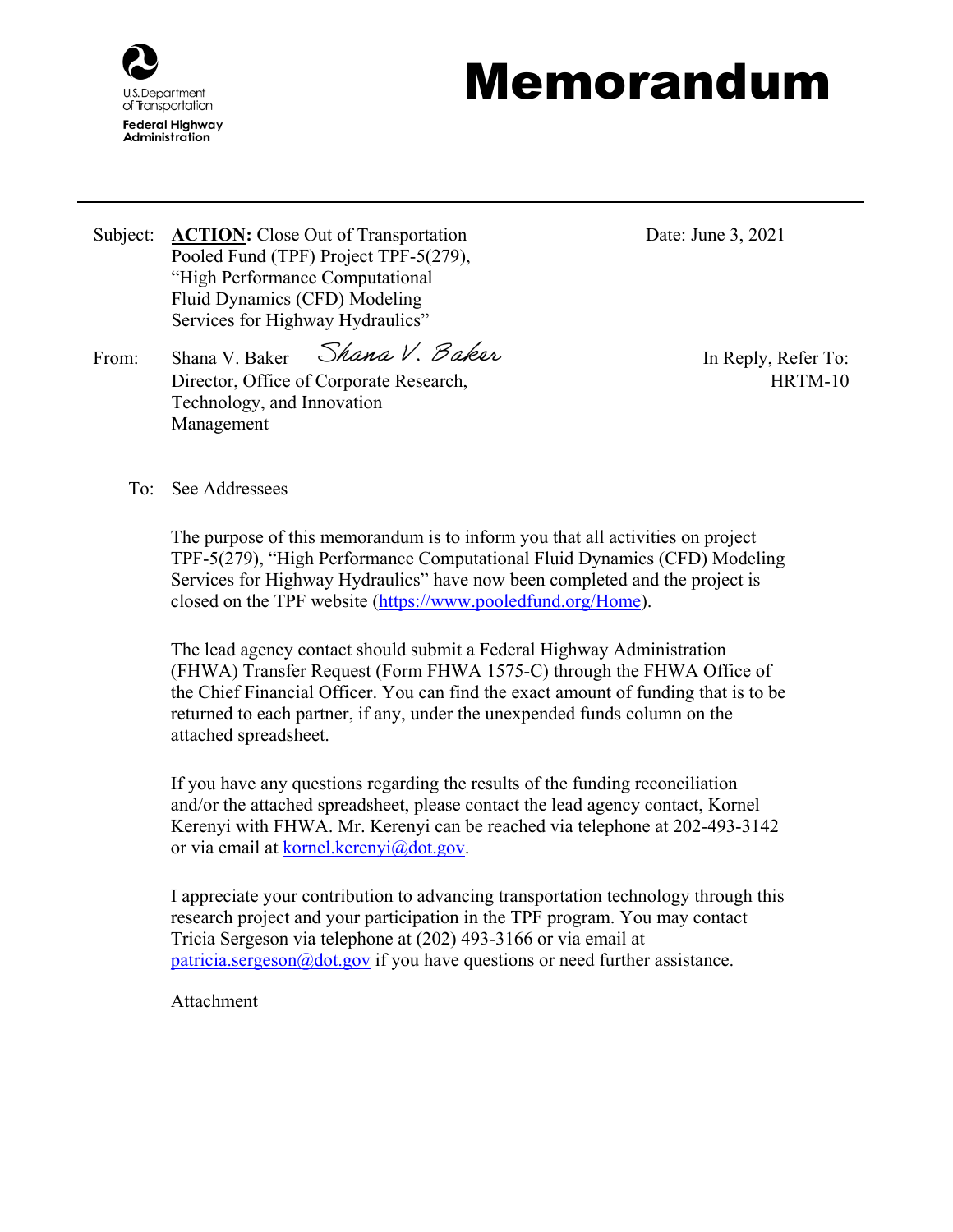U.S. Department of Transportation
**Federal Highway Administration**

# Memorandum

Subject: **ACTION:** Close Out of Transportation Pooled Fund (TPF) Project TPF-5(279), "High Performance Computational Fluid Dynamics (CFD) Modeling Services for Highway Hydraulics"

Date: June 3, 2021

From: Shana V. Baker *Shana V. Baker*
Director, Office of Corporate Research, Technology, and Innovation Management

In Reply, Refer To: HRTM-10

To: See Addressees

The purpose of this memorandum is to inform you that all activities on project TPF-5(279), "High Performance Computational Fluid Dynamics (CFD) Modeling Services for Highway Hydraulics" have now been completed and the project is closed on the TPF website (https://www.pooledfund.org/Home).

The lead agency contact should submit a Federal Highway Administration (FHWA) Transfer Request (Form FHWA 1575-C) through the FHWA Office of the Chief Financial Officer. You can find the exact amount of funding that is to be returned to each partner, if any, under the unexpended funds column on the attached spreadsheet.

If you have any questions regarding the results of the funding reconciliation and/or the attached spreadsheet, please contact the lead agency contact, Kornel Kerenyi with FHWA. Mr. Kerenyi can be reached via telephone at 202-493-3142 or via email at kornel.kerenyi@dot.gov.

I appreciate your contribution to advancing transportation technology through this research project and your participation in the TPF program. You may contact Tricia Sergeson via telephone at (202) 493-3166 or via email at patricia.sergeson@dot.gov if you have questions or need further assistance.

Attachment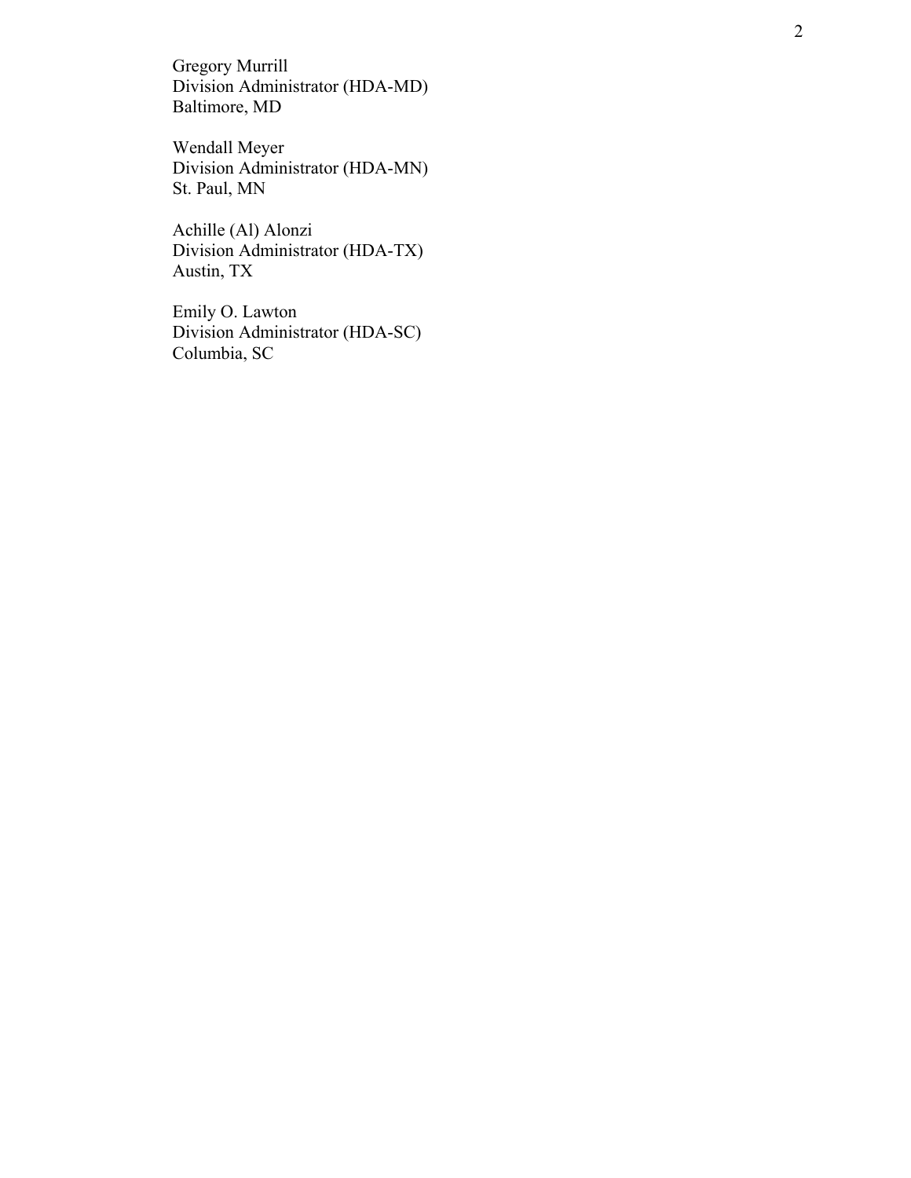Gregory Murrill
Division Administrator (HDA-MD)
Baltimore, MD

Wendall Meyer
Division Administrator (HDA-MN)
St. Paul, MN

Achille (Al) Alonzi
Division Administrator (HDA-TX)
Austin, TX

Emily O. Lawton
Division Administrator (HDA-SC)
Columbia, SC